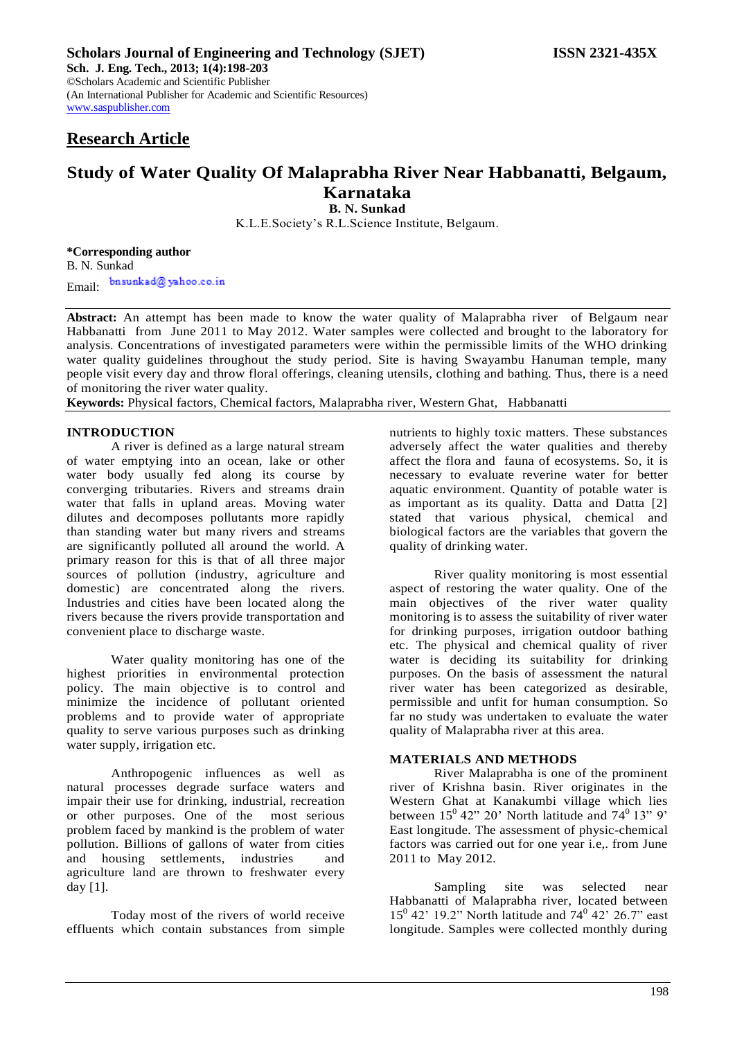**Scholars Journal of Engineering and Technology (SJET)** **ISSN 2321-435X**
**Sch. J. Eng. Tech., 2013; 1(4):198-203**
©Scholars Academic and Scientific Publisher
(An International Publisher for Academic and Scientific Resources)
www.saspublisher.com

## Research Article

# Study of Water Quality Of Malaprabha River Near Habbanatti, Belgaum, Karnataka

**B. N. Sunkad**

K.L.E.Society's R.L.Science Institute, Belgaum.

**\*Corresponding author**
B. N. Sunkad
Email: bnsunkad@yahoo.co.in

**Abstract:** An attempt has been made to know the water quality of Malaprabha river of Belgaum near Habbanatti from June 2011 to May 2012. Water samples were collected and brought to the laboratory for analysis. Concentrations of investigated parameters were within the permissible limits of the WHO drinking water quality guidelines throughout the study period. Site is having Swayambu Hanuman temple, many people visit every day and throw floral offerings, cleaning utensils, clothing and bathing. Thus, there is a need of monitoring the river water quality.

**Keywords:** Physical factors, Chemical factors, Malaprabha river, Western Ghat, Habbanatti

## INTRODUCTION

A river is defined as a large natural stream of water emptying into an ocean, lake or other water body usually fed along its course by converging tributaries. Rivers and streams drain water that falls in upland areas. Moving water dilutes and decomposes pollutants more rapidly than standing water but many rivers and streams are significantly polluted all around the world. A primary reason for this is that of all three major sources of pollution (industry, agriculture and domestic) are concentrated along the rivers. Industries and cities have been located along the rivers because the rivers provide transportation and convenient place to discharge waste.

Water quality monitoring has one of the highest priorities in environmental protection policy. The main objective is to control and minimize the incidence of pollutant oriented problems and to provide water of appropriate quality to serve various purposes such as drinking water supply, irrigation etc.

Anthropogenic influences as well as natural processes degrade surface waters and impair their use for drinking, industrial, recreation or other purposes. One of the most serious problem faced by mankind is the problem of water pollution. Billions of gallons of water from cities and housing settlements, industries and agriculture land are thrown to freshwater every day [1].

Today most of the rivers of world receive effluents which contain substances from simple nutrients to highly toxic matters. These substances adversely affect the water qualities and thereby affect the flora and fauna of ecosystems. So, it is necessary to evaluate reverine water for better aquatic environment. Quantity of potable water is as important as its quality. Datta and Datta [2] stated that various physical, chemical and biological factors are the variables that govern the quality of drinking water.

River quality monitoring is most essential aspect of restoring the water quality. One of the main objectives of the river water quality monitoring is to assess the suitability of river water for drinking purposes, irrigation outdoor bathing etc. The physical and chemical quality of river water is deciding its suitability for drinking purposes. On the basis of assessment the natural river water has been categorized as desirable, permissible and unfit for human consumption. So far no study was undertaken to evaluate the water quality of Malaprabha river at this area.

## MATERIALS AND METHODS

River Malaprabha is one of the prominent river of Krishna basin. River originates in the Western Ghat at Kanakumbi village which lies between $15^0$ 42" 20' North latitude and $74^0$ 13" 9' East longitude. The assessment of physic-chemical factors was carried out for one year i.e,. from June 2011 to May 2012.

Sampling site was selected near Habbanatti of Malaprabha river, located between $15^0$ 42' 19.2" North latitude and $74^0$ 42' 26.7" east longitude. Samples were collected monthly during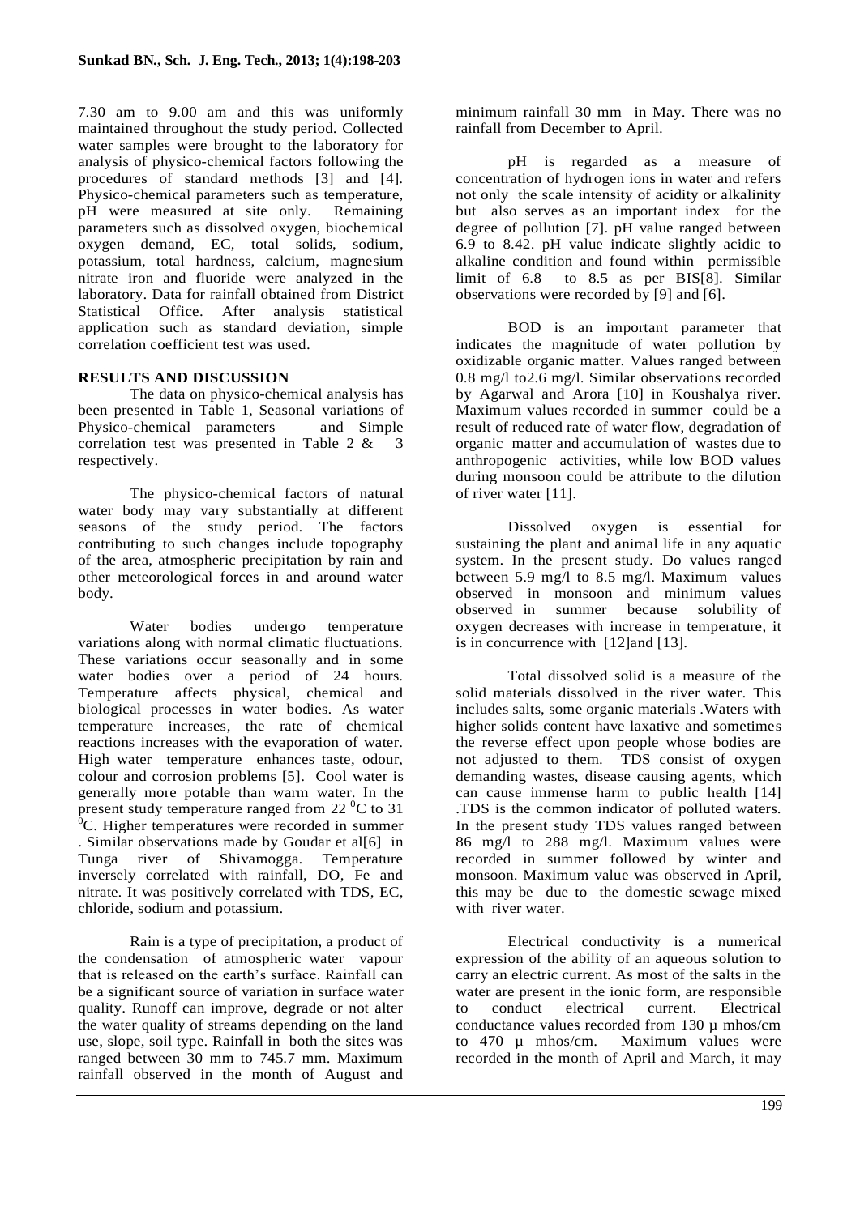7.30 am to 9.00 am and this was uniformly maintained throughout the study period. Collected water samples were brought to the laboratory for analysis of physico-chemical factors following the procedures of standard methods [3] and [4]. Physico-chemical parameters such as temperature, pH were measured at site only. Remaining parameters such as dissolved oxygen, biochemical oxygen demand, EC, total solids, sodium, potassium, total hardness, calcium, magnesium nitrate iron and fluoride were analyzed in the laboratory. Data for rainfall obtained from District Statistical Office. After analysis statistical application such as standard deviation, simple correlation coefficient test was used.

## RESULTS AND DISCUSSION

The data on physico-chemical analysis has been presented in Table 1, Seasonal variations of Physico-chemical parameters and Simple correlation test was presented in Table 2 & 3 respectively.

The physico-chemical factors of natural water body may vary substantially at different seasons of the study period. The factors contributing to such changes include topography of the area, atmospheric precipitation by rain and other meteorological forces in and around water body.

Water bodies undergo temperature variations along with normal climatic fluctuations. These variations occur seasonally and in some water bodies over a period of 24 hours. Temperature affects physical, chemical and biological processes in water bodies. As water temperature increases, the rate of chemical reactions increases with the evaporation of water. High water temperature enhances taste, odour, colour and corrosion problems [5]. Cool water is generally more potable than warm water. In the present study temperature ranged from 22 $^0$C to 31 $^0$C. Higher temperatures were recorded in summer . Similar observations made by Goudar et al[6] in Tunga river of Shivamogga. Temperature inversely correlated with rainfall, DO, Fe and nitrate. It was positively correlated with TDS, EC, chloride, sodium and potassium.

Rain is a type of precipitation, a product of the condensation of atmospheric water vapour that is released on the earth's surface. Rainfall can be a significant source of variation in surface water quality. Runoff can improve, degrade or not alter the water quality of streams depending on the land use, slope, soil type. Rainfall in both the sites was ranged between 30 mm to 745.7 mm. Maximum rainfall observed in the month of August and minimum rainfall 30 mm in May. There was no rainfall from December to April.

pH is regarded as a measure of concentration of hydrogen ions in water and refers not only the scale intensity of acidity or alkalinity but also serves as an important index for the degree of pollution [7]. pH value ranged between 6.9 to 8.42. pH value indicate slightly acidic to alkaline condition and found within permissible limit of 6.8 to 8.5 as per BIS[8]. Similar observations were recorded by [9] and [6].

BOD is an important parameter that indicates the magnitude of water pollution by oxidizable organic matter. Values ranged between 0.8 mg/l to2.6 mg/l. Similar observations recorded by Agarwal and Arora [10] in Koushalya river. Maximum values recorded in summer could be a result of reduced rate of water flow, degradation of organic matter and accumulation of wastes due to anthropogenic activities, while low BOD values during monsoon could be attribute to the dilution of river water [11].

Dissolved oxygen is essential for sustaining the plant and animal life in any aquatic system. In the present study. Do values ranged between 5.9 mg/l to 8.5 mg/l. Maximum values observed in monsoon and minimum values observed in summer because solubility of oxygen decreases with increase in temperature, it is in concurrence with [12]and [13].

Total dissolved solid is a measure of the solid materials dissolved in the river water. This includes salts, some organic materials .Waters with higher solids content have laxative and sometimes the reverse effect upon people whose bodies are not adjusted to them. TDS consist of oxygen demanding wastes, disease causing agents, which can cause immense harm to public health [14] .TDS is the common indicator of polluted waters. In the present study TDS values ranged between 86 mg/l to 288 mg/l. Maximum values were recorded in summer followed by winter and monsoon. Maximum value was observed in April, this may be due to the domestic sewage mixed with river water.

Electrical conductivity is a numerical expression of the ability of an aqueous solution to carry an electric current. As most of the salts in the water are present in the ionic form, are responsible to conduct electrical current. Electrical conductance values recorded from 130 µ mhos/cm to 470 µ mhos/cm. Maximum values were recorded in the month of April and March, it may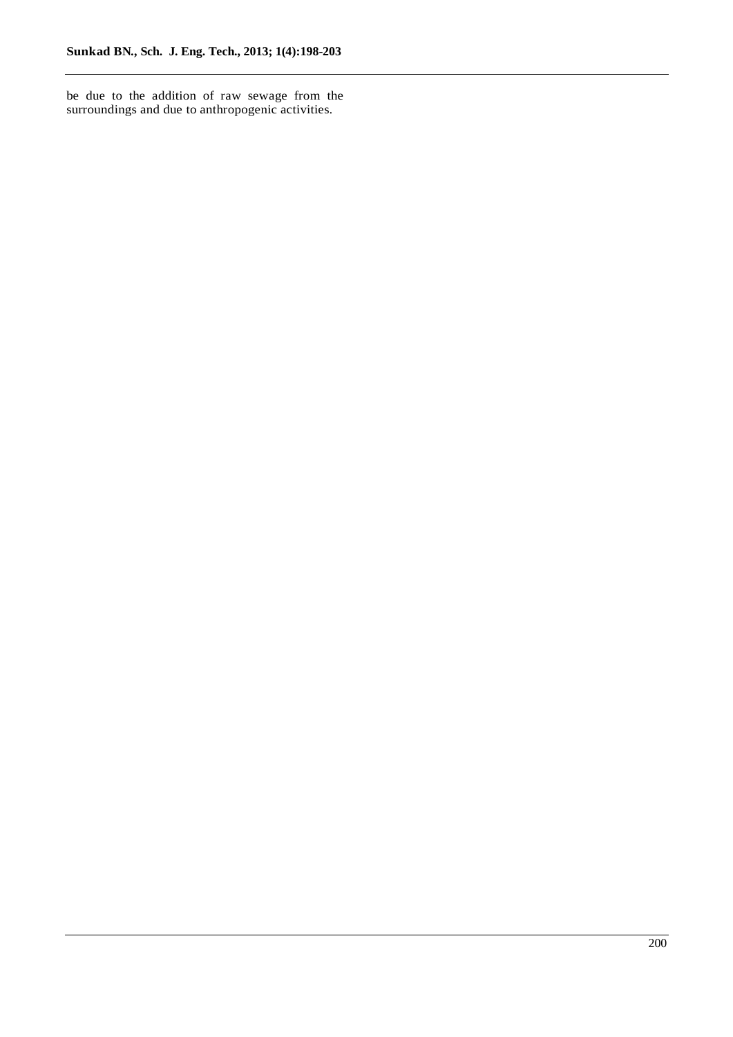be due to the addition of raw sewage from the surroundings and due to anthropogenic activities.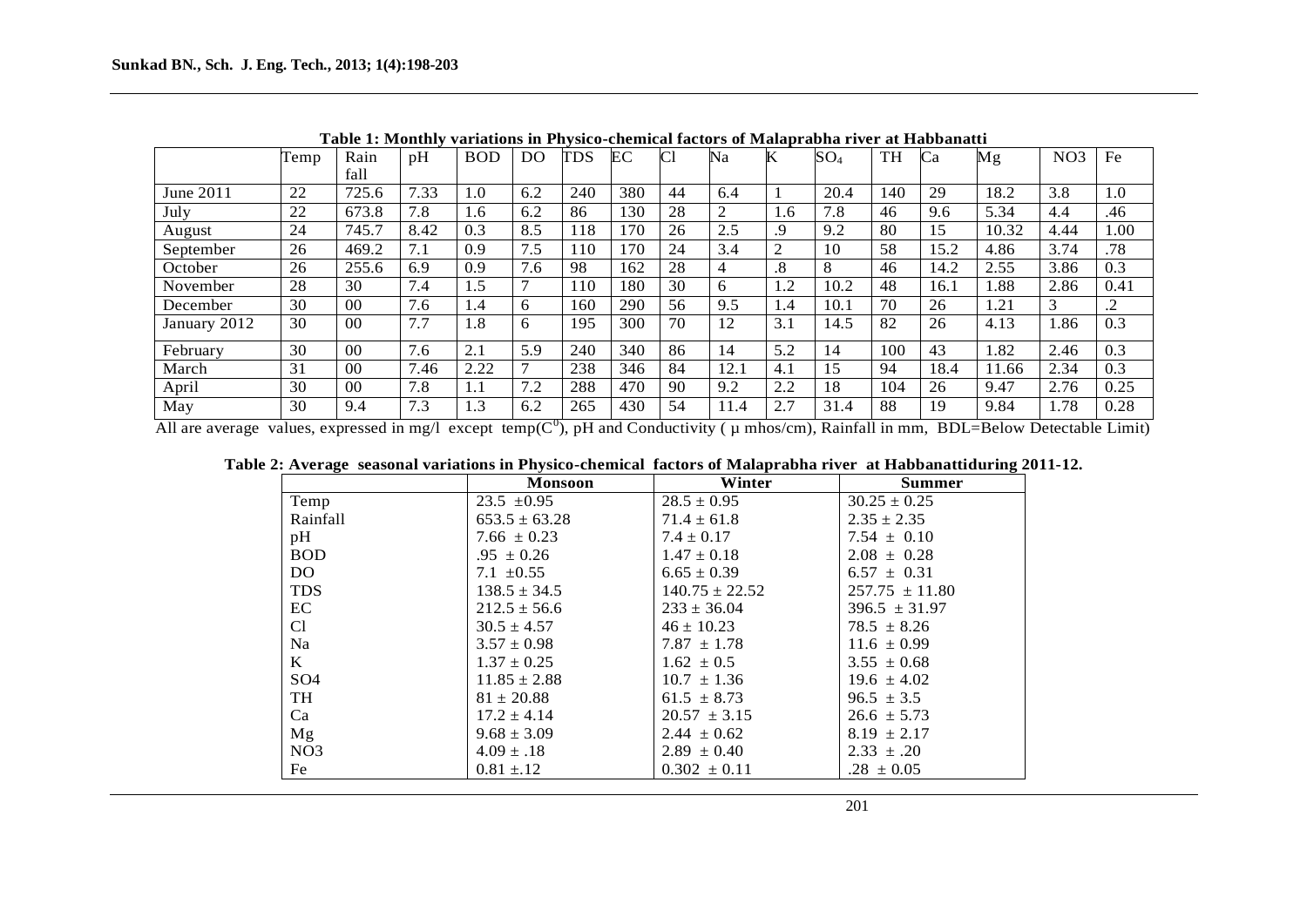**Table 1: Monthly variations in Physico-chemical factors of Malaprabha river at Habbanatti**

| | Temp | Rain fall | pH | BOD | DO | TDS | EC | Cl | Na | K | $SO_4$ | TH | Ca | Mg | NO3 | Fe |
|---|---|---|---|---|---|---|---|---|---|---|---|---|---|---|---|---|
| June 2011 | 22 | 725.6 | 7.33 | 1.0 | 6.2 | 240 | 380 | 44 | 6.4 | 1 | 20.4 | 140 | 29 | 18.2 | 3.8 | 1.0 |
| July | 22 | 673.8 | 7.8 | 1.6 | 6.2 | 86 | 130 | 28 | 2 | 1.6 | 7.8 | 46 | 9.6 | 5.34 | 4.4 | .46 |
| August | 24 | 745.7 | 8.42 | 0.3 | 8.5 | 118 | 170 | 26 | 2.5 | .9 | 9.2 | 80 | 15 | 10.32 | 4.44 | 1.00 |
| September | 26 | 469.2 | 7.1 | 0.9 | 7.5 | 110 | 170 | 24 | 3.4 | 2 | 10 | 58 | 15.2 | 4.86 | 3.74 | .78 |
| October | 26 | 255.6 | 6.9 | 0.9 | 7.6 | 98 | 162 | 28 | 4 | .8 | 8 | 46 | 14.2 | 2.55 | 3.86 | 0.3 |
| November | 28 | 30 | 7.4 | 1.5 | 7 | 110 | 180 | 30 | 6 | 1.2 | 10.2 | 48 | 16.1 | 1.88 | 2.86 | 0.41 |
| December | 30 | 00 | 7.6 | 1.4 | 6 | 160 | 290 | 56 | 9.5 | 1.4 | 10.1 | 70 | 26 | 1.21 | 3 | .2 |
| January 2012 | 30 | 00 | 7.7 | 1.8 | 6 | 195 | 300 | 70 | 12 | 3.1 | 14.5 | 82 | 26 | 4.13 | 1.86 | 0.3 |
| February | 30 | 00 | 7.6 | 2.1 | 5.9 | 240 | 340 | 86 | 14 | 5.2 | 14 | 100 | 43 | 1.82 | 2.46 | 0.3 |
| March | 31 | 00 | 7.46 | 2.22 | 7 | 238 | 346 | 84 | 12.1 | 4.1 | 15 | 94 | 18.4 | 11.66 | 2.34 | 0.3 |
| April | 30 | 00 | 7.8 | 1.1 | 7.2 | 288 | 470 | 90 | 9.2 | 2.2 | 18 | 104 | 26 | 9.47 | 2.76 | 0.25 |
| May | 30 | 9.4 | 7.3 | 1.3 | 6.2 | 265 | 430 | 54 | 11.4 | 2.7 | 31.4 | 88 | 19 | 9.84 | 1.78 | 0.28 |

All are average values, expressed in mg/l except temp($C^0$), pH and Conductivity ( μ mhos/cm), Rainfall in mm, BDL=Below Detectable Limit)

**Table 2: Average seasonal variations in Physico-chemical factors of Malaprabha river at Habbanattiduring 2011-12.**

| | Monsoon | Winter | Summer |
|---|---|---|---|
| Temp | 23.5 ±0.95 | 28.5 ± 0.95 | 30.25 ± 0.25 |
| Rainfall | 653.5 ± 63.28 | 71.4 ± 61.8 | 2.35 ± 2.35 |
| pH | 7.66 ± 0.23 | 7.4 ± 0.17 | 7.54 ± 0.10 |
| BOD | .95 ± 0.26 | 1.47 ± 0.18 | 2.08 ± 0.28 |
| DO | 7.1 ±0.55 | 6.65 ± 0.39 | 6.57 ± 0.31 |
| TDS | 138.5 ± 34.5 | 140.75 ± 22.52 | 257.75 ± 11.80 |
| EC | 212.5 ± 56.6 | 233 ± 36.04 | 396.5 ± 31.97 |
| Cl | 30.5 ± 4.57 | 46 ± 10.23 | 78.5 ± 8.26 |
| Na | 3.57 ± 0.98 | 7.87 ± 1.78 | 11.6 ± 0.99 |
| K | 1.37 ± 0.25 | 1.62 ± 0.5 | 3.55 ± 0.68 |
| SO4 | 11.85 ± 2.88 | 10.7 ± 1.36 | 19.6 ± 4.02 |
| TH | 81 ± 20.88 | 61.5 ± 8.73 | 96.5 ± 3.5 |
| Ca | 17.2 ± 4.14 | 20.57 ± 3.15 | 26.6 ± 5.73 |
| Mg | 9.68 ± 3.09 | 2.44 ± 0.62 | 8.19 ± 2.17 |
| NO3 | 4.09 ± .18 | 2.89 ± 0.40 | 2.33 ± .20 |
| Fe | 0.81 ±.12 | 0.302 ± 0.11 | .28 ± 0.05 |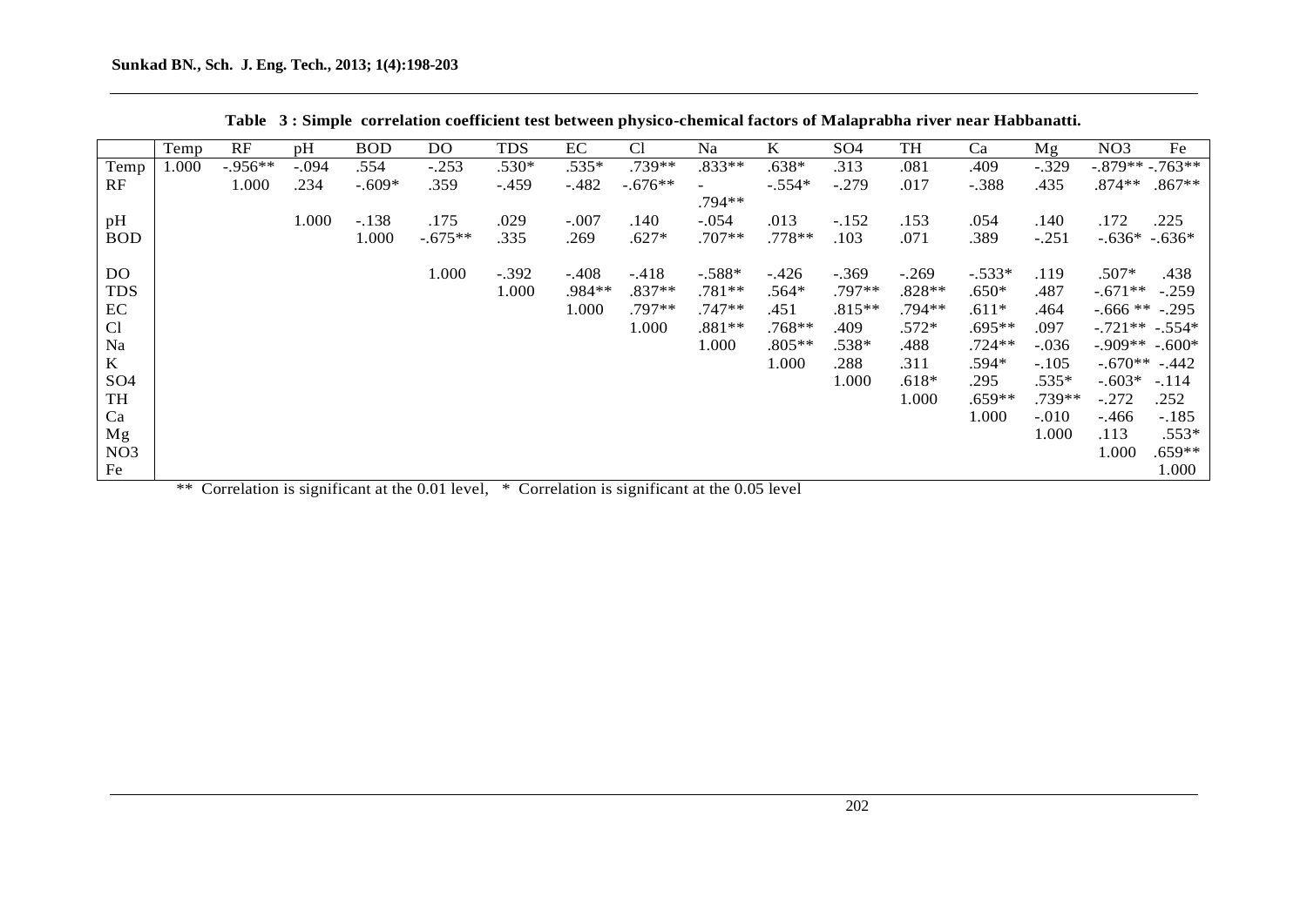**Table 3 : Simple correlation coefficient test between physico-chemical factors of Malaprabha river near Habbanatti.**

| | Temp | RF | pH | BOD | DO | TDS | EC | Cl | Na | K | SO4 | TH | Ca | Mg | NO3 | Fe |
|---|---|---|---|---|---|---|---|---|---|---|---|---|---|---|---|---|
| Temp | 1.000 | -.956** | -.094 | .554 | -.253 | .530* | .535* | .739** | .833** | .638* | .313 | .081 | .409 | -.329 | -.879** | -.763** |
| RF | | 1.000 | .234 | -.609* | .359 | -.459 | -.482 | -.676** | -.794** | -.554* | -.279 | .017 | -.388 | .435 | .874** | .867** |
| pH | | | 1.000 | -.138 | .175 | .029 | -.007 | .140 | -.054 | .013 | -.152 | .153 | .054 | .140 | .172 | .225 |
| BOD | | | | 1.000 | -.675** | .335 | .269 | .627* | .707** | .778** | .103 | .071 | .389 | -.251 | -.636* | -.636* |
| DO | | | | | 1.000 | -.392 | -.408 | -.418 | -.588* | -.426 | -.369 | -.269 | -.533* | .119 | .507* | .438 |
| TDS | | | | | | 1.000 | .984** | .837** | .781** | .564* | .797** | .828** | .650* | .487 | -.671** | -.259 |
| EC | | | | | | | 1.000 | .797** | .747** | .451 | .815** | .794** | .611* | .464 | -.666 ** | -.295 |
| Cl | | | | | | | | 1.000 | .881** | .768** | .409 | .572* | .695** | .097 | -.721** | -.554* |
| Na | | | | | | | | | 1.000 | .805** | .538* | .488 | .724** | -.036 | -.909** | -.600* |
| K | | | | | | | | | | 1.000 | .288 | .311 | .594* | -.105 | -.670** | -.442 |
| SO4 | | | | | | | | | | | 1.000 | .618* | .295 | .535* | -.603* | -.114 |
| TH | | | | | | | | | | | | 1.000 | .659** | .739** | -.272 | .252 |
| Ca | | | | | | | | | | | | | 1.000 | -.010 | -.466 | -.185 |
| Mg | | | | | | | | | | | | | | 1.000 | .113 | .553* |
| NO3 | | | | | | | | | | | | | | | 1.000 | .659** |
| Fe | | | | | | | | | | | | | | | | 1.000 |

** Correlation is significant at the 0.01 level, * Correlation is significant at the 0.05 level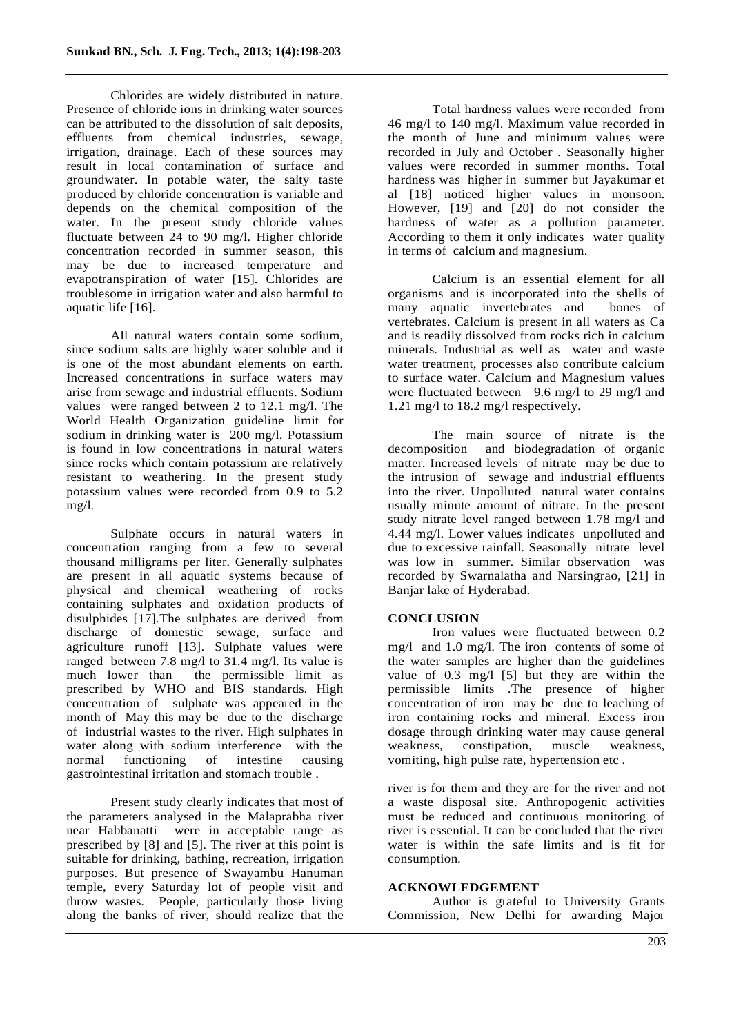Chlorides are widely distributed in nature. Presence of chloride ions in drinking water sources can be attributed to the dissolution of salt deposits, effluents from chemical industries, sewage, irrigation, drainage. Each of these sources may result in local contamination of surface and groundwater. In potable water, the salty taste produced by chloride concentration is variable and depends on the chemical composition of the water. In the present study chloride values fluctuate between 24 to 90 mg/l. Higher chloride concentration recorded in summer season, this may be due to increased temperature and evapotranspiration of water [15]. Chlorides are troublesome in irrigation water and also harmful to aquatic life [16].

All natural waters contain some sodium, since sodium salts are highly water soluble and it is one of the most abundant elements on earth. Increased concentrations in surface waters may arise from sewage and industrial effluents. Sodium values were ranged between 2 to 12.1 mg/l. The World Health Organization guideline limit for sodium in drinking water is 200 mg/l. Potassium is found in low concentrations in natural waters since rocks which contain potassium are relatively resistant to weathering. In the present study potassium values were recorded from 0.9 to 5.2 mg/l.

Sulphate occurs in natural waters in concentration ranging from a few to several thousand milligrams per liter. Generally sulphates are present in all aquatic systems because of physical and chemical weathering of rocks containing sulphates and oxidation products of disulphides [17].The sulphates are derived from discharge of domestic sewage, surface and agriculture runoff [13]. Sulphate values were ranged between 7.8 mg/l to 31.4 mg/l. Its value is much lower than the permissible limit as prescribed by WHO and BIS standards. High concentration of sulphate was appeared in the month of May this may be due to the discharge of industrial wastes to the river. High sulphates in water along with sodium interference with the normal functioning of intestine causing gastrointestinal irritation and stomach trouble .

Present study clearly indicates that most of the parameters analysed in the Malaprabha river near Habbanatti were in acceptable range as prescribed by [8] and [5]. The river at this point is suitable for drinking, bathing, recreation, irrigation purposes. But presence of Swayambu Hanuman temple, every Saturday lot of people visit and throw wastes. People, particularly those living along the banks of river, should realize that the river is for them and they are for the river and not a waste disposal site. Anthropogenic activities must be reduced and continuous monitoring of river is essential. It can be concluded that the river water is within the safe limits and is fit for consumption.

Total hardness values were recorded from 46 mg/l to 140 mg/l. Maximum value recorded in the month of June and minimum values were recorded in July and October . Seasonally higher values were recorded in summer months. Total hardness was higher in summer but Jayakumar et al [18] noticed higher values in monsoon. However, [19] and [20] do not consider the hardness of water as a pollution parameter. According to them it only indicates water quality in terms of calcium and magnesium.

Calcium is an essential element for all organisms and is incorporated into the shells of many aquatic invertebrates and bones of vertebrates. Calcium is present in all waters as Ca and is readily dissolved from rocks rich in calcium minerals. Industrial as well as water and waste water treatment, processes also contribute calcium to surface water. Calcium and Magnesium values were fluctuated between 9.6 mg/l to 29 mg/l and 1.21 mg/l to 18.2 mg/l respectively.

The main source of nitrate is the decomposition and biodegradation of organic matter. Increased levels of nitrate may be due to the intrusion of sewage and industrial effluents into the river. Unpolluted natural water contains usually minute amount of nitrate. In the present study nitrate level ranged between 1.78 mg/l and 4.44 mg/l. Lower values indicates unpolluted and due to excessive rainfall. Seasonally nitrate level was low in summer. Similar observation was recorded by Swarnalatha and Narsingrao, [21] in Banjar lake of Hyderabad.

## CONCLUSION

Iron values were fluctuated between 0.2 mg/l and 1.0 mg/l. The iron contents of some of the water samples are higher than the guidelines value of 0.3 mg/l [5] but they are within the permissible limits .The presence of higher concentration of iron may be due to leaching of iron containing rocks and mineral. Excess iron dosage through drinking water may cause general weakness, constipation, muscle weakness, vomiting, high pulse rate, hypertension etc .

## ACKNOWLEDGEMENT

Author is grateful to University Grants Commission, New Delhi for awarding Major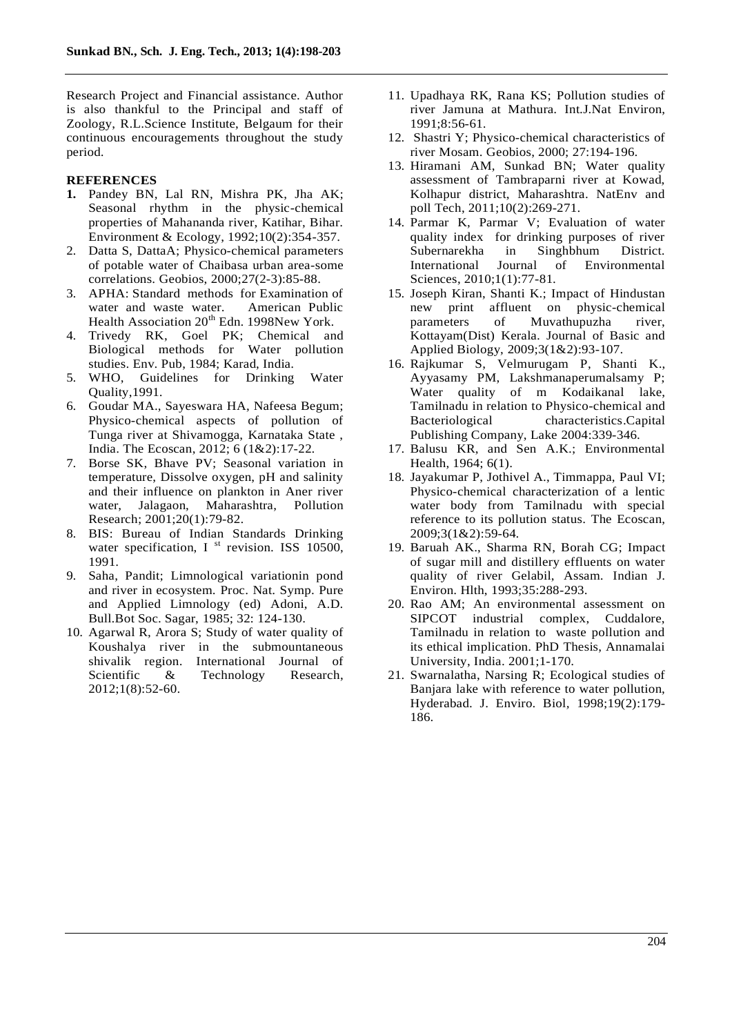Research Project and Financial assistance. Author is also thankful to the Principal and staff of Zoology, R.L.Science Institute, Belgaum for their continuous encouragements throughout the study period.

## REFERENCES

1. Pandey BN, Lal RN, Mishra PK, Jha AK; Seasonal rhythm in the physic-chemical properties of Mahananda river, Katihar, Bihar. Environment & Ecology, 1992;10(2):354-357.
2. Datta S, DattaA; Physico-chemical parameters of potable water of Chaibasa urban area-some correlations. Geobios, 2000;27(2-3):85-88.
3. APHA: Standard methods for Examination of water and waste water. American Public Health Association 20th Edn. 1998New York.
4. Trivedy RK, Goel PK; Chemical and Biological methods for Water pollution studies. Env. Pub, 1984; Karad, India.
5. WHO, Guidelines for Drinking Water Quality,1991.
6. Goudar MA., Sayeswara HA, Nafeesa Begum; Physico-chemical aspects of pollution of Tunga river at Shivamogga, Karnataka State , India. The Ecoscan, 2012; 6 (1&2):17-22.
7. Borse SK, Bhave PV; Seasonal variation in temperature, Dissolve oxygen, pH and salinity and their influence on plankton in Aner river water, Jalagaon, Maharashtra, Pollution Research; 2001;20(1):79-82.
8. BIS: Bureau of Indian Standards Drinking water specification, I st revision. ISS 10500, 1991.
9. Saha, Pandit; Limnological variationin pond and river in ecosystem. Proc. Nat. Symp. Pure and Applied Limnology (ed) Adoni, A.D. Bull.Bot Soc. Sagar, 1985; 32: 124-130.
10. Agarwal R, Arora S; Study of water quality of Koushalya river in the submountaneous shivalik region. International Journal of Scientific & Technology Research, 2012;1(8):52-60.
11. Upadhaya RK, Rana KS; Pollution studies of river Jamuna at Mathura. Int.J.Nat Environ, 1991;8:56-61.
12. Shastri Y; Physico-chemical characteristics of river Mosam. Geobios, 2000; 27:194-196.
13. Hiramani AM, Sunkad BN; Water quality assessment of Tambraparni river at Kowad, Kolhapur district, Maharashtra. NatEnv and poll Tech, 2011;10(2):269-271.
14. Parmar K, Parmar V; Evaluation of water quality index for drinking purposes of river Subernarekha in Singhbhum District. International Journal of Environmental Sciences, 2010;1(1):77-81.
15. Joseph Kiran, Shanti K.; Impact of Hindustan new print affluent on physic-chemical parameters of Muvathupuzha river, Kottayam(Dist) Kerala. Journal of Basic and Applied Biology, 2009;3(1&2):93-107.
16. Rajkumar S, Velmurugam P, Shanti K., Ayyasamy PM, Lakshmanaperumalsamy P; Water quality of m Kodaikanal lake, Tamilnadu in relation to Physico-chemical and Bacteriological characteristics.Capital Publishing Company, Lake 2004:339-346.
17. Balusu KR, and Sen A.K.; Environmental Health, 1964; 6(1).
18. Jayakumar P, Jothivel A., Timmappa, Paul VI; Physico-chemical characterization of a lentic water body from Tamilnadu with special reference to its pollution status. The Ecoscan, 2009;3(1&2):59-64.
19. Baruah AK., Sharma RN, Borah CG; Impact of sugar mill and distillery effluents on water quality of river Gelabil, Assam. Indian J. Environ. Hlth, 1993;35:288-293.
20. Rao AM; An environmental assessment on SIPCOT industrial complex, Cuddalore, Tamilnadu in relation to waste pollution and its ethical implication. PhD Thesis, Annamalai University, India. 2001;1-170.
21. Swarnalatha, Narsing R; Ecological studies of Banjara lake with reference to water pollution, Hyderabad. J. Enviro. Biol, 1998;19(2):179-186.